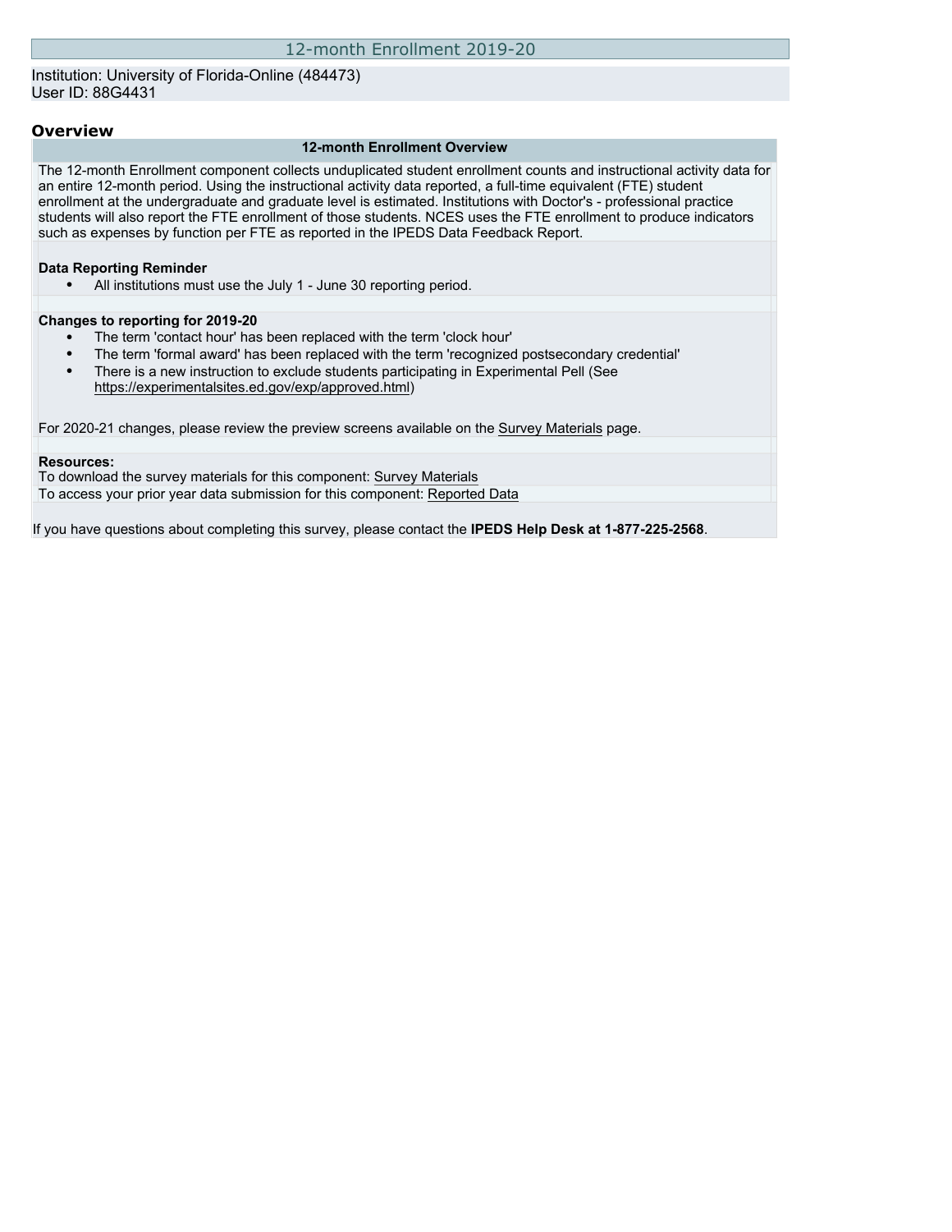# 12-month Enrollment 2019-20

Institution: University of Florida-Online (484473)
User ID: 88G4431

## Overview

### 12-month Enrollment Overview

The 12-month Enrollment component collects unduplicated student enrollment counts and instructional activity data for an entire 12-month period. Using the instructional activity data reported, a full-time equivalent (FTE) student enrollment at the undergraduate and graduate level is estimated. Institutions with Doctor's - professional practice students will also report the FTE enrollment of those students. NCES uses the FTE enrollment to produce indicators such as expenses by function per FTE as reported in the IPEDS Data Feedback Report.

**Data Reporting Reminder**

- All institutions must use the July 1 - June 30 reporting period.

**Changes to reporting for 2019-20**

- The term 'contact hour' has been replaced with the term 'clock hour'
- The term 'formal award' has been replaced with the term 'recognized postsecondary credential'
- There is a new instruction to exclude students participating in Experimental Pell (See https://experimentalsites.ed.gov/exp/approved.html)

For 2020-21 changes, please review the preview screens available on the Survey Materials page.

**Resources:**
To download the survey materials for this component: Survey Materials
To access your prior year data submission for this component: Reported Data

If you have questions about completing this survey, please contact the **IPEDS Help Desk at 1-877-225-2568**.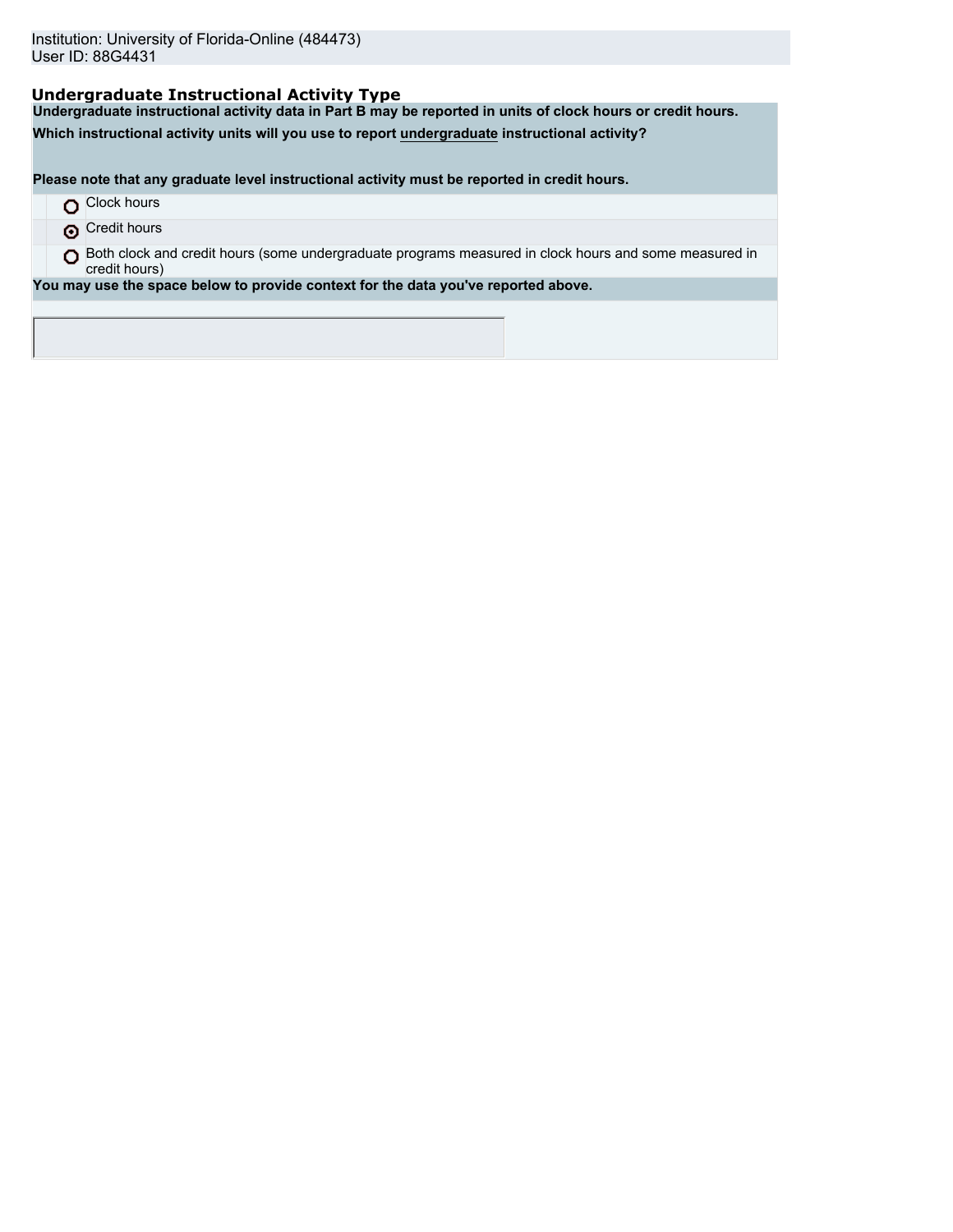Institution: University of Florida-Online (484473)
User ID: 88G4431

## Undergraduate Instructional Activity Type

**Undergraduate instructional activity data in Part B may be reported in units of clock hours or credit hours.**

**Which instructional activity units will you use to report undergraduate instructional activity?**

**Please note that any graduate level instructional activity must be reported in credit hours.**

- ○ Clock hours
- ◉ Credit hours
- ○ Both clock and credit hours (some undergraduate programs measured in clock hours and some measured in credit hours)

**You may use the space below to provide context for the data you've reported above.**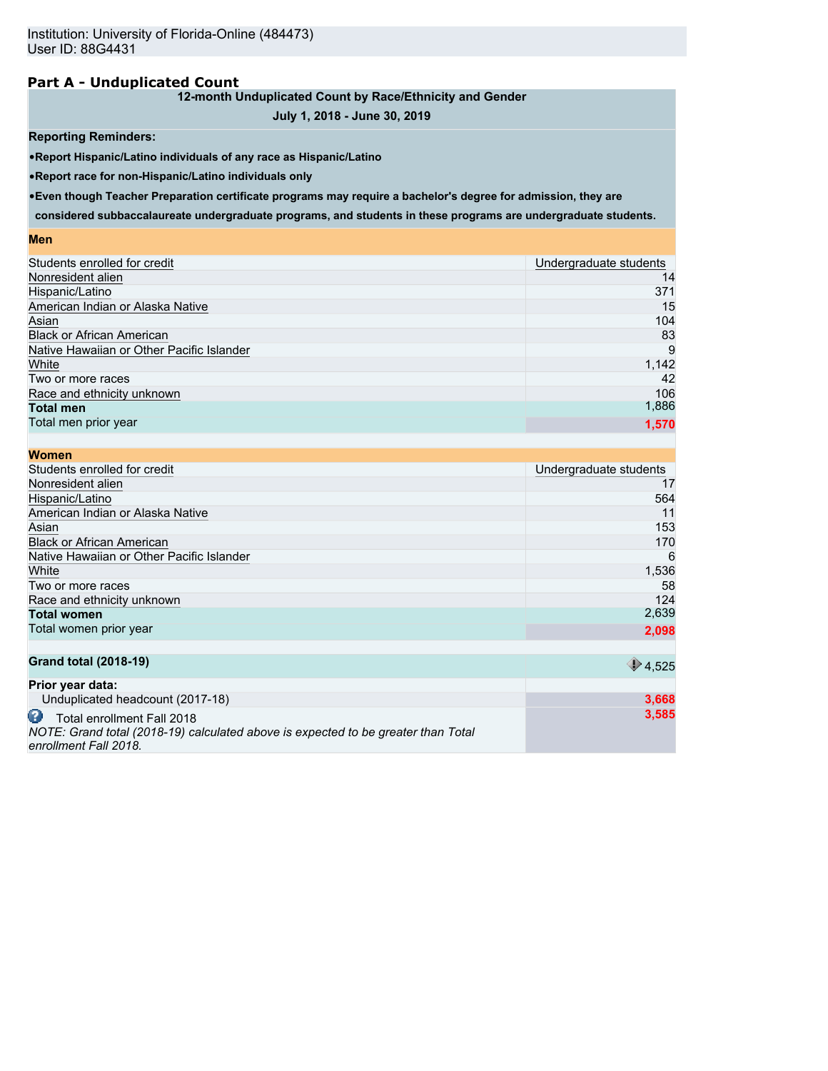Institution: University of Florida-Online (484473)
User ID: 88G4431

## Part A - Unduplicated Count

**12-month Unduplicated Count by Race/Ethnicity and Gender**

**July 1, 2018 - June 30, 2019**

**Reporting Reminders:**

- **Report Hispanic/Latino individuals of any race as Hispanic/Latino**
- **Report race for non-Hispanic/Latino individuals only**
- **Even though Teacher Preparation certificate programs may require a bachelor's degree for admission, they are considered subbaccalaureate undergraduate programs, and students in these programs are undergraduate students.**

**Men**

| Students enrolled for credit | Undergraduate students |
|---|---|
| Nonresident alien | 14 |
| Hispanic/Latino | 371 |
| American Indian or Alaska Native | 15 |
| Asian | 104 |
| Black or African American | 83 |
| Native Hawaiian or Other Pacific Islander | 9 |
| White | 1,142 |
| Two or more races | 42 |
| Race and ethnicity unknown | 106 |
| **Total men** | 1,886 |
| Total men prior year | 1,570 |

**Women**

| Students enrolled for credit | Undergraduate students |
|---|---|
| Nonresident alien | 17 |
| Hispanic/Latino | 564 |
| American Indian or Alaska Native | 11 |
| Asian | 153 |
| Black or African American | 170 |
| Native Hawaiian or Other Pacific Islander | 6 |
| White | 1,536 |
| Two or more races | 58 |
| Race and ethnicity unknown | 124 |
| **Total women** | 2,639 |
| Total women prior year | 2,098 |

| | |
|---|---|
| **Grand total (2018-19)** | 4,525 |
| **Prior year data:** | |
| Unduplicated headcount (2017-18) | 3,668 |
| Total enrollment Fall 2018<br>*NOTE: Grand total (2018-19) calculated above is expected to be greater than Total enrollment Fall 2018.* | 3,585 |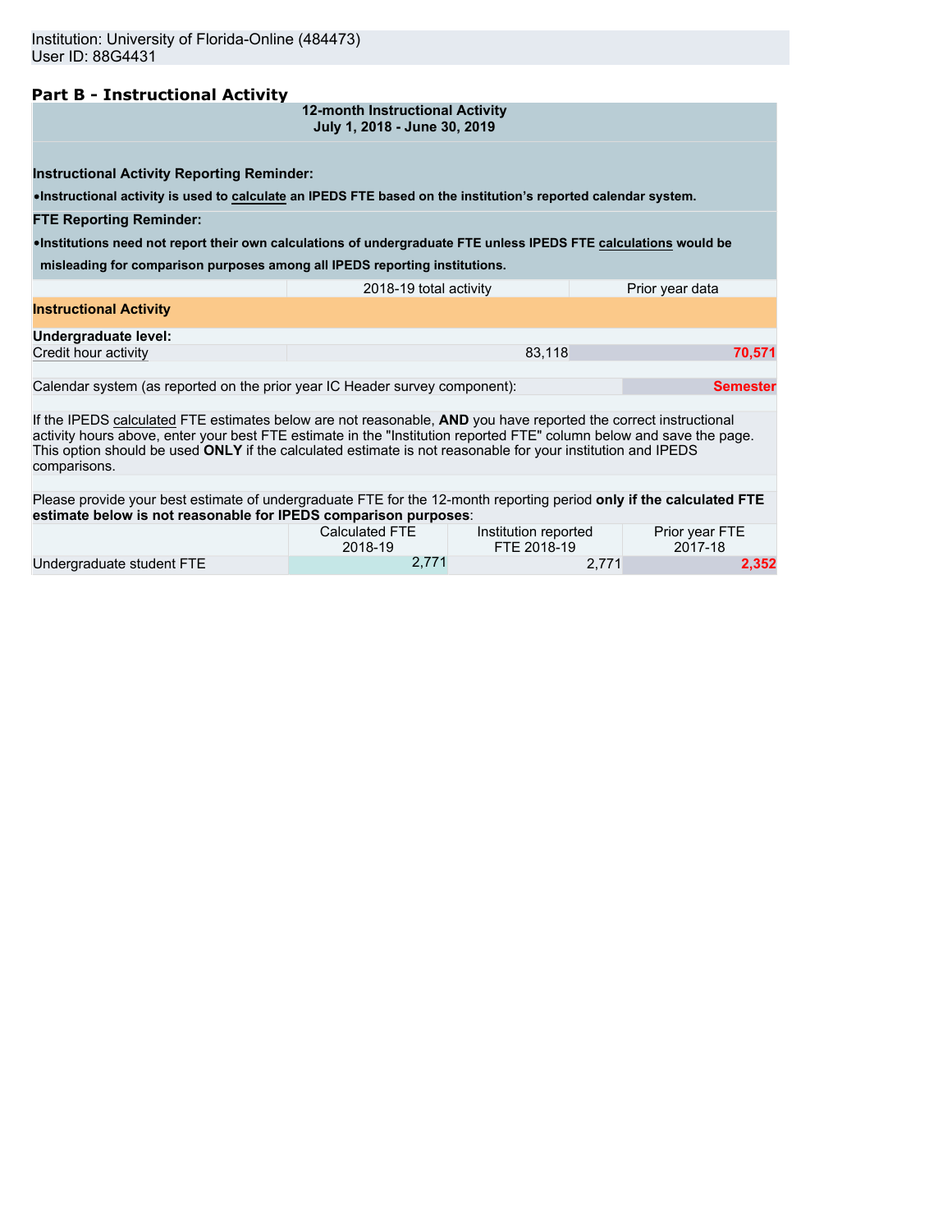Institution: University of Florida-Online (484473)
User ID: 88G4431

## Part B - Instructional Activity

**12-month Instructional Activity**
**July 1, 2018 - June 30, 2019**

**Instructional Activity Reporting Reminder:**

- **Instructional activity is used to calculate an IPEDS FTE based on the institution's reported calendar system.**

**FTE Reporting Reminder:**

- **Institutions need not report their own calculations of undergraduate FTE unless IPEDS FTE calculations would be misleading for comparison purposes among all IPEDS reporting institutions.**

| | 2018-19 total activity | Prior year data |
|---|---|---|
| **Instructional Activity** | | |
| **Undergraduate level:** | | |
| Credit hour activity | 83,118 | **70,571** |

Calendar system (as reported on the prior year IC Header survey component): **Semester**

If the IPEDS calculated FTE estimates below are not reasonable, **AND** you have reported the correct instructional activity hours above, enter your best FTE estimate in the "Institution reported FTE" column below and save the page. This option should be used **ONLY** if the calculated estimate is not reasonable for your institution and IPEDS comparisons.

Please provide your best estimate of undergraduate FTE for the 12-month reporting period **only if the calculated FTE estimate below is not reasonable for IPEDS comparison purposes**:

| | Calculated FTE 2018-19 | Institution reported FTE 2018-19 | Prior year FTE 2017-18 |
|---|---|---|---|
| Undergraduate student FTE | 2,771 | 2,771 | **2,352** |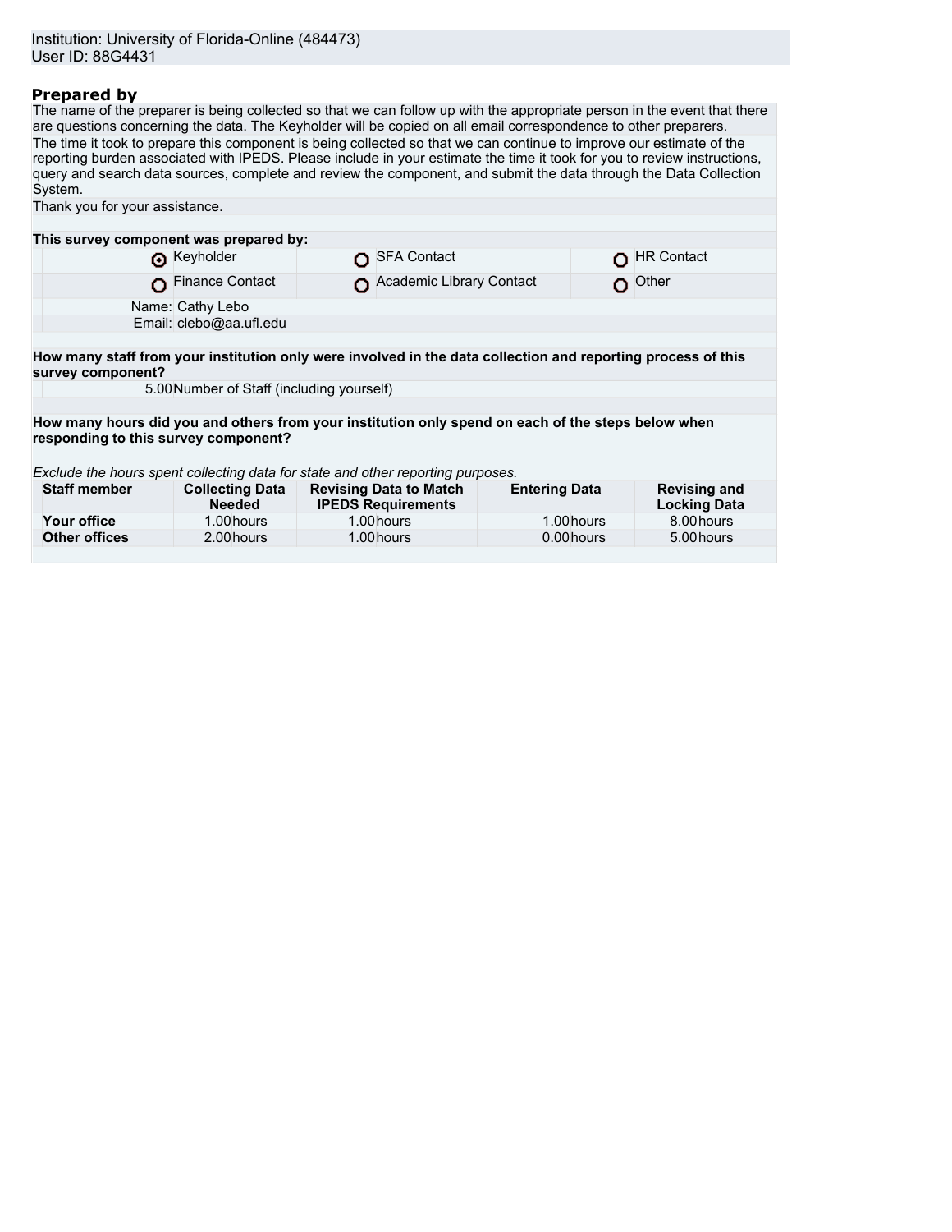Institution: University of Florida-Online (484473)
User ID: 88G4431

## Prepared by

The name of the preparer is being collected so that we can follow up with the appropriate person in the event that there are questions concerning the data. The Keyholder will be copied on all email correspondence to other preparers.

The time it took to prepare this component is being collected so that we can continue to improve our estimate of the reporting burden associated with IPEDS. Please include in your estimate the time it took for you to review instructions, query and search data sources, complete and review the component, and submit the data through the Data Collection System.

Thank you for your assistance.

**This survey component was prepared by:**

| | | |
|---|---|---|
| ◉ Keyholder | ○ SFA Contact | ○ HR Contact |
| ○ Finance Contact | ○ Academic Library Contact | ○ Other |

Name: Cathy Lebo
Email: clebo@aa.ufl.edu

**How many staff from your institution only were involved in the data collection and reporting process of this survey component?**

5.00 Number of Staff (including yourself)

**How many hours did you and others from your institution only spend on each of the steps below when responding to this survey component?**

*Exclude the hours spent collecting data for state and other reporting purposes.*

| Staff member | Collecting Data Needed | Revising Data to Match IPEDS Requirements | Entering Data | Revising and Locking Data |
|---|---|---|---|---|
| **Your office** | 1.00 hours | 1.00 hours | 1.00 hours | 8.00 hours |
| **Other offices** | 2.00 hours | 1.00 hours | 0.00 hours | 5.00 hours |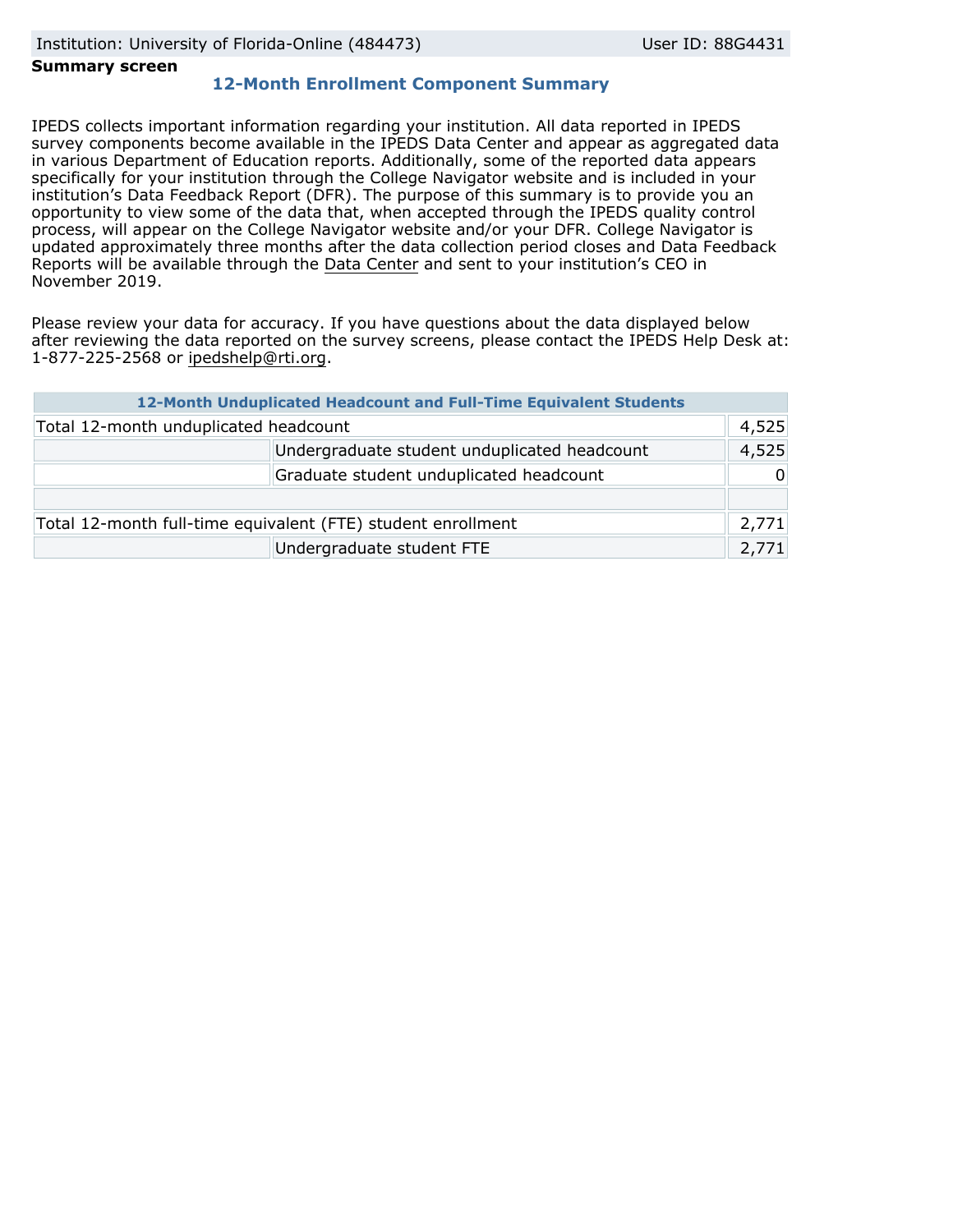Institution: University of Florida-Online (484473) User ID: 88G4431

**Summary screen**

## 12-Month Enrollment Component Summary

IPEDS collects important information regarding your institution. All data reported in IPEDS survey components become available in the IPEDS Data Center and appear as aggregated data in various Department of Education reports. Additionally, some of the reported data appears specifically for your institution through the College Navigator website and is included in your institution's Data Feedback Report (DFR). The purpose of this summary is to provide you an opportunity to view some of the data that, when accepted through the IPEDS quality control process, will appear on the College Navigator website and/or your DFR. College Navigator is updated approximately three months after the data collection period closes and Data Feedback Reports will be available through the Data Center and sent to your institution's CEO in November 2019.

Please review your data for accuracy. If you have questions about the data displayed below after reviewing the data reported on the survey screens, please contact the IPEDS Help Desk at: 1-877-225-2568 or ipedshelp@rti.org.

| 12-Month Unduplicated Headcount and Full-Time Equivalent Students | | |
|---|---|---|
| Total 12-month unduplicated headcount | | 4,525 |
| | Undergraduate student unduplicated headcount | 4,525 |
| | Graduate student unduplicated headcount | 0 |
| | | |
| Total 12-month full-time equivalent (FTE) student enrollment | | 2,771 |
| | Undergraduate student FTE | 2,771 |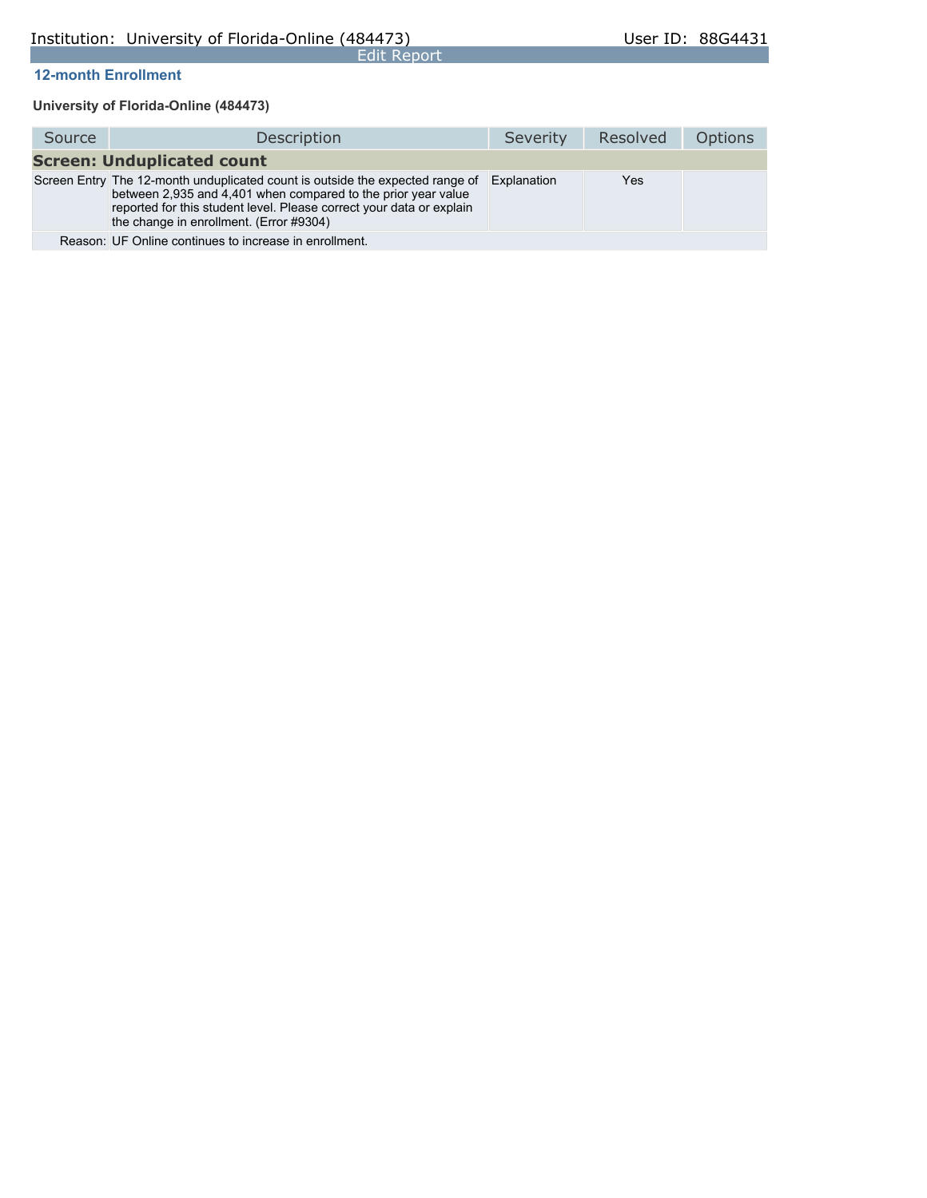Institution: University of Florida-Online (484473) User ID: 88G4431

Edit Report

## 12-month Enrollment

**University of Florida-Online (484473)**

| Source | Description | Severity | Resolved | Options |
|---|---|---|---|---|
| **Screen: Unduplicated count** | | | | |
| Screen Entry | The 12-month unduplicated count is outside the expected range of between 2,935 and 4,401 when compared to the prior year value reported for this student level. Please correct your data or explain the change in enrollment. (Error #9304) | Explanation | Yes | |
| Reason: | UF Online continues to increase in enrollment. | | | |